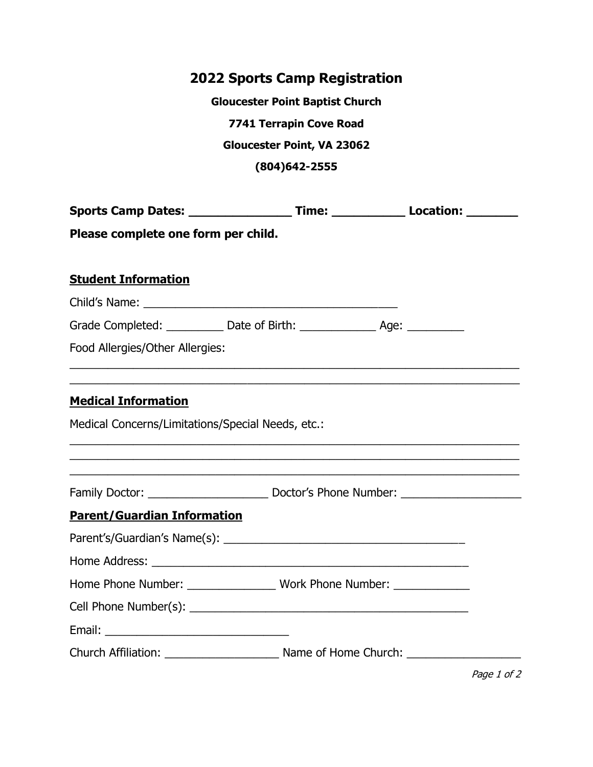# 2022 Sports Camp Registration

**Gloucester Point Baptist Church**

**7741 Terrapin Cove Road**

**Gloucester Point, VA 23062**

**(804)642-2555**

**Sports Camp Dates: _______________ Time: ___________ Location: ________**

**Please complete one form per child.**

## Student Information

Child's Name: ________________________________________

Grade Completed: _________ Date of Birth: ____________ Age: _________

Food Allergies/Other Allergies:

_______________________________________________________________________

_______________________________________________________________________

## Medical Information

Medical Concerns/Limitations/Special Needs, etc.:

_______________________________________________________________________

_______________________________________________________________________

_______________________________________________________________________

Family Doctor: ___________________ Doctor's Phone Number: ___________________

## Parent/Guardian Information

Parent's/Guardian's Name(s): _____________________________________

Home Address: __________________________________________________

Home Phone Number: ______________ Work Phone Number: ____________

Cell Phone Number(s): _____________________________________________

Email: _____________________________

Church Affiliation: __________________ Name of Home Church: __________________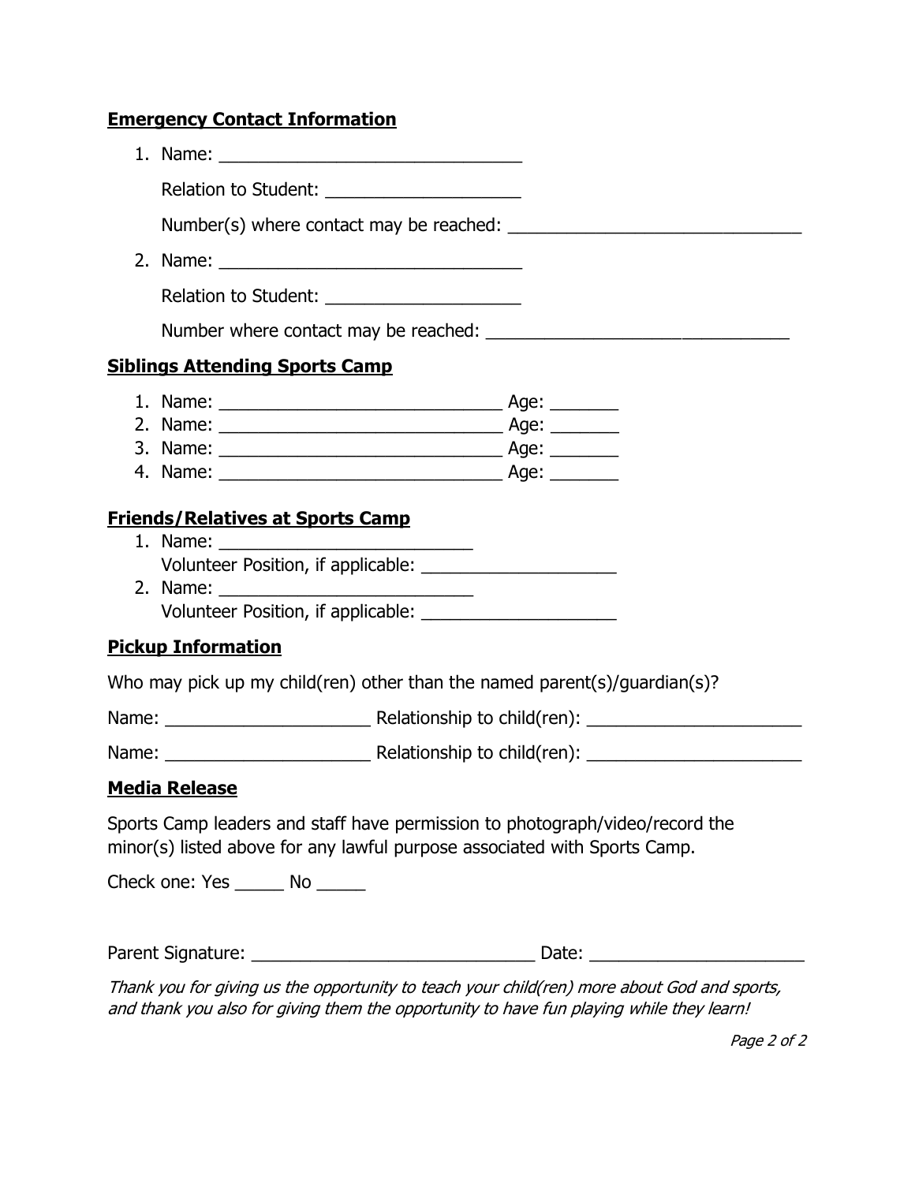**Emergency Contact Information**

1. Name: ______________________________

   Relation to Student: ___________________

   Number(s) where contact may be reached: _____________________________

2. Name: ______________________________

   Relation to Student: ___________________

   Number where contact may be reached: ______________________________

**Siblings Attending Sports Camp**

1. Name: ____________________________ Age: _______
2. Name: ____________________________ Age: _______
3. Name: ____________________________ Age: _______
4. Name: ____________________________ Age: _______

**Friends/Relatives at Sports Camp**

1. Name: _________________________
   Volunteer Position, if applicable: ___________________
2. Name: _________________________
   Volunteer Position, if applicable: ___________________

**Pickup Information**

Who may pick up my child(ren) other than the named parent(s)/guardian(s)?

Name: ____________________ Relationship to child(ren): _____________________

Name: ____________________ Relationship to child(ren): _____________________

**Media Release**

Sports Camp leaders and staff have permission to photograph/video/record the minor(s) listed above for any lawful purpose associated with Sports Camp.

Check one: Yes _____ No _____

Parent Signature: ____________________________ Date: _____________________

*Thank you for giving us the opportunity to teach your child(ren) more about God and sports, and thank you also for giving them the opportunity to have fun playing while they learn!*